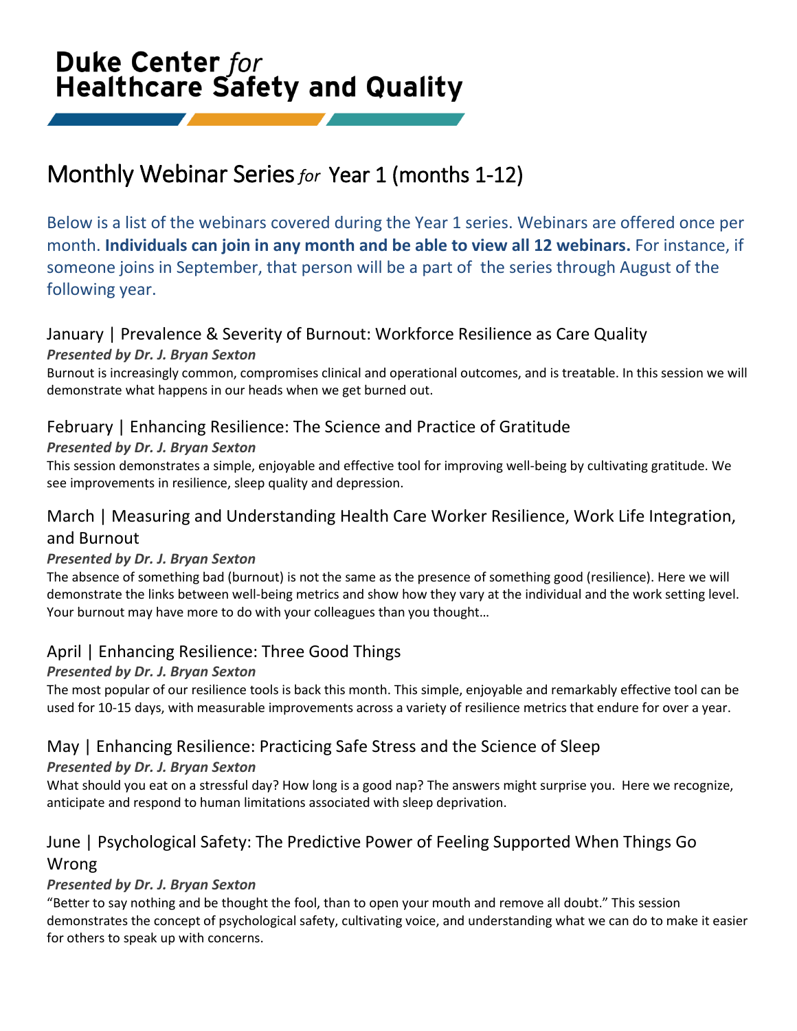# Duke Center *for* Healthcare Safety and Quality

## Monthly Webinar Series *for* Year 1 (months 1-12)

Below is a list of the webinars covered during the Year 1 series. Webinars are offered once per month. **Individuals can join in any month and be able to view all 12 webinars.** For instance, if someone joins in September, that person will be a part of the series through August of the following year.

### January | Prevalence & Severity of Burnout: Workforce Resilience as Care Quality

***Presented by Dr. J. Bryan Sexton***

Burnout is increasingly common, compromises clinical and operational outcomes, and is treatable. In this session we will demonstrate what happens in our heads when we get burned out.

### February | Enhancing Resilience: The Science and Practice of Gratitude

***Presented by Dr. J. Bryan Sexton***

This session demonstrates a simple, enjoyable and effective tool for improving well-being by cultivating gratitude. We see improvements in resilience, sleep quality and depression.

### March | Measuring and Understanding Health Care Worker Resilience, Work Life Integration, and Burnout

***Presented by Dr. J. Bryan Sexton***

The absence of something bad (burnout) is not the same as the presence of something good (resilience). Here we will demonstrate the links between well-being metrics and show how they vary at the individual and the work setting level. Your burnout may have more to do with your colleagues than you thought…

### April | Enhancing Resilience: Three Good Things

***Presented by Dr. J. Bryan Sexton***

The most popular of our resilience tools is back this month. This simple, enjoyable and remarkably effective tool can be used for 10-15 days, with measurable improvements across a variety of resilience metrics that endure for over a year.

### May | Enhancing Resilience: Practicing Safe Stress and the Science of Sleep

***Presented by Dr. J. Bryan Sexton***

What should you eat on a stressful day? How long is a good nap? The answers might surprise you. Here we recognize, anticipate and respond to human limitations associated with sleep deprivation.

### June | Psychological Safety: The Predictive Power of Feeling Supported When Things Go Wrong

***Presented by Dr. J. Bryan Sexton***

"Better to say nothing and be thought the fool, than to open your mouth and remove all doubt." This session demonstrates the concept of psychological safety, cultivating voice, and understanding what we can do to make it easier for others to speak up with concerns.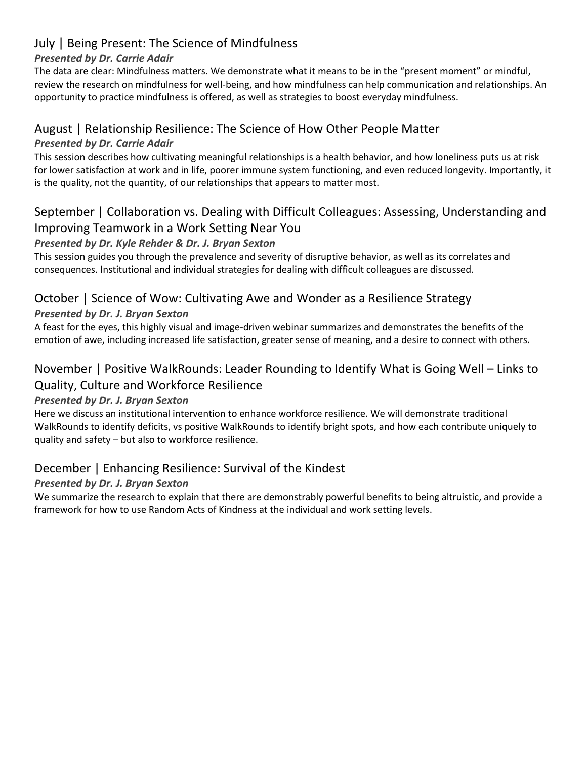## July | Being Present: The Science of Mindfulness

***Presented by Dr. Carrie Adair***

The data are clear: Mindfulness matters. We demonstrate what it means to be in the "present moment" or mindful, review the research on mindfulness for well-being, and how mindfulness can help communication and relationships. An opportunity to practice mindfulness is offered, as well as strategies to boost everyday mindfulness.

## August | Relationship Resilience: The Science of How Other People Matter

***Presented by Dr. Carrie Adair***

This session describes how cultivating meaningful relationships is a health behavior, and how loneliness puts us at risk for lower satisfaction at work and in life, poorer immune system functioning, and even reduced longevity. Importantly, it is the quality, not the quantity, of our relationships that appears to matter most.

## September | Collaboration vs. Dealing with Difficult Colleagues: Assessing, Understanding and Improving Teamwork in a Work Setting Near You

***Presented by Dr. Kyle Rehder & Dr. J. Bryan Sexton***

This session guides you through the prevalence and severity of disruptive behavior, as well as its correlates and consequences. Institutional and individual strategies for dealing with difficult colleagues are discussed.

## October | Science of Wow: Cultivating Awe and Wonder as a Resilience Strategy

***Presented by Dr. J. Bryan Sexton***

A feast for the eyes, this highly visual and image-driven webinar summarizes and demonstrates the benefits of the emotion of awe, including increased life satisfaction, greater sense of meaning, and a desire to connect with others.

## November | Positive WalkRounds: Leader Rounding to Identify What is Going Well – Links to Quality, Culture and Workforce Resilience

***Presented by Dr. J. Bryan Sexton***

Here we discuss an institutional intervention to enhance workforce resilience. We will demonstrate traditional WalkRounds to identify deficits, vs positive WalkRounds to identify bright spots, and how each contribute uniquely to quality and safety – but also to workforce resilience.

## December | Enhancing Resilience: Survival of the Kindest

***Presented by Dr. J. Bryan Sexton***

We summarize the research to explain that there are demonstrably powerful benefits to being altruistic, and provide a framework for how to use Random Acts of Kindness at the individual and work setting levels.